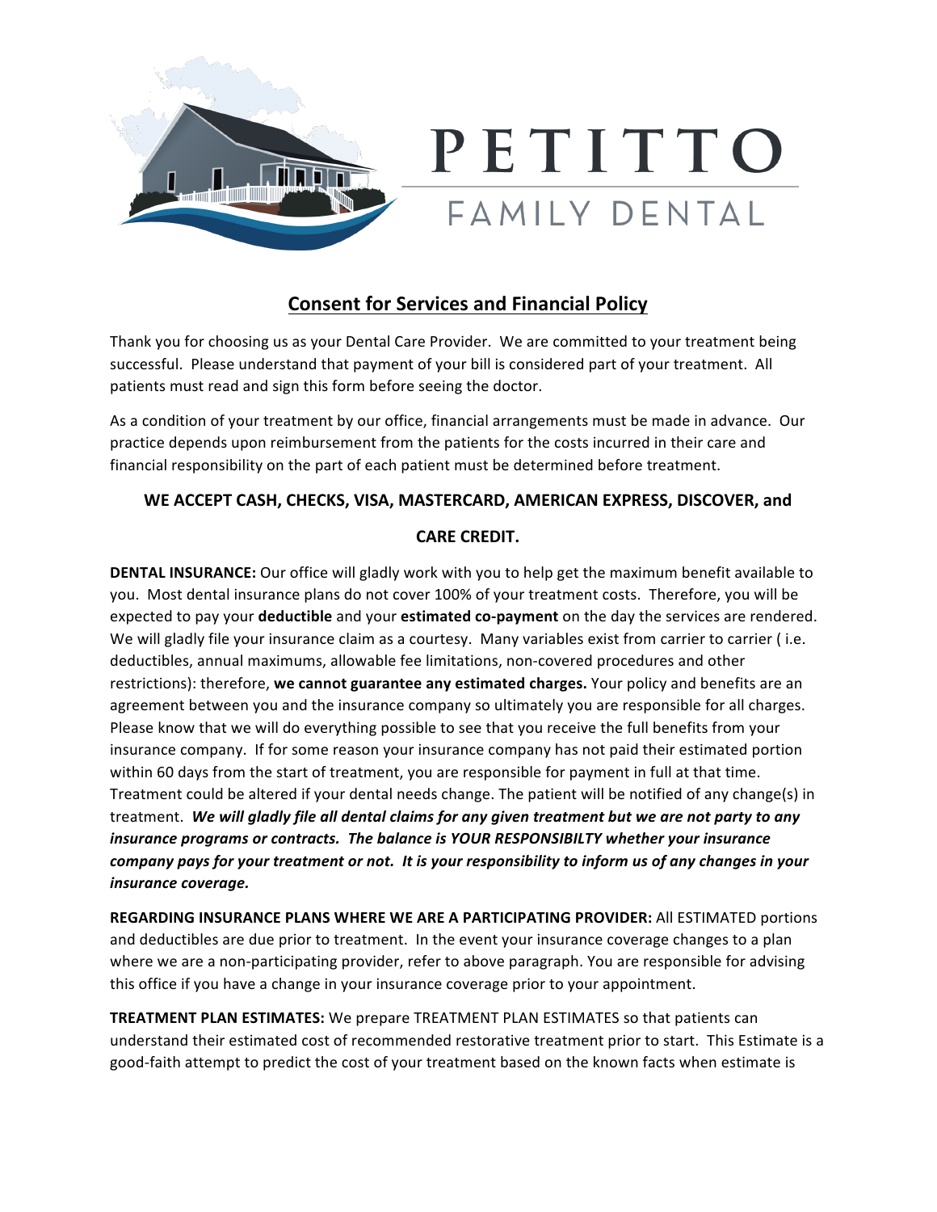# PETITTO

## FAMILY DENTAL

## Consent for Services and Financial Policy

Thank you for choosing us as your Dental Care Provider. We are committed to your treatment being successful. Please understand that payment of your bill is considered part of your treatment. All patients must read and sign this form before seeing the doctor.

As a condition of your treatment by our office, financial arrangements must be made in advance. Our practice depends upon reimbursement from the patients for the costs incurred in their care and financial responsibility on the part of each patient must be determined before treatment.

**WE ACCEPT CASH, CHECKS, VISA, MASTERCARD, AMERICAN EXPRESS, DISCOVER, and CARE CREDIT.**

**DENTAL INSURANCE:** Our office will gladly work with you to help get the maximum benefit available to you. Most dental insurance plans do not cover 100% of your treatment costs. Therefore, you will be expected to pay your **deductible** and your **estimated co-payment** on the day the services are rendered. We will gladly file your insurance claim as a courtesy. Many variables exist from carrier to carrier ( i.e. deductibles, annual maximums, allowable fee limitations, non-covered procedures and other restrictions): therefore, **we cannot guarantee any estimated charges.** Your policy and benefits are an agreement between you and the insurance company so ultimately you are responsible for all charges. Please know that we will do everything possible to see that you receive the full benefits from your insurance company. If for some reason your insurance company has not paid their estimated portion within 60 days from the start of treatment, you are responsible for payment in full at that time. Treatment could be altered if your dental needs change. The patient will be notified of any change(s) in treatment. ***We will gladly file all dental claims for any given treatment but we are not party to any insurance programs or contracts. The balance is YOUR RESPONSIBILTY whether your insurance company pays for your treatment or not. It is your responsibility to inform us of any changes in your insurance coverage.***

**REGARDING INSURANCE PLANS WHERE WE ARE A PARTICIPATING PROVIDER:** All ESTIMATED portions and deductibles are due prior to treatment. In the event your insurance coverage changes to a plan where we are a non-participating provider, refer to above paragraph. You are responsible for advising this office if you have a change in your insurance coverage prior to your appointment.

**TREATMENT PLAN ESTIMATES:** We prepare TREATMENT PLAN ESTIMATES so that patients can understand their estimated cost of recommended restorative treatment prior to start. This Estimate is a good-faith attempt to predict the cost of your treatment based on the known facts when estimate is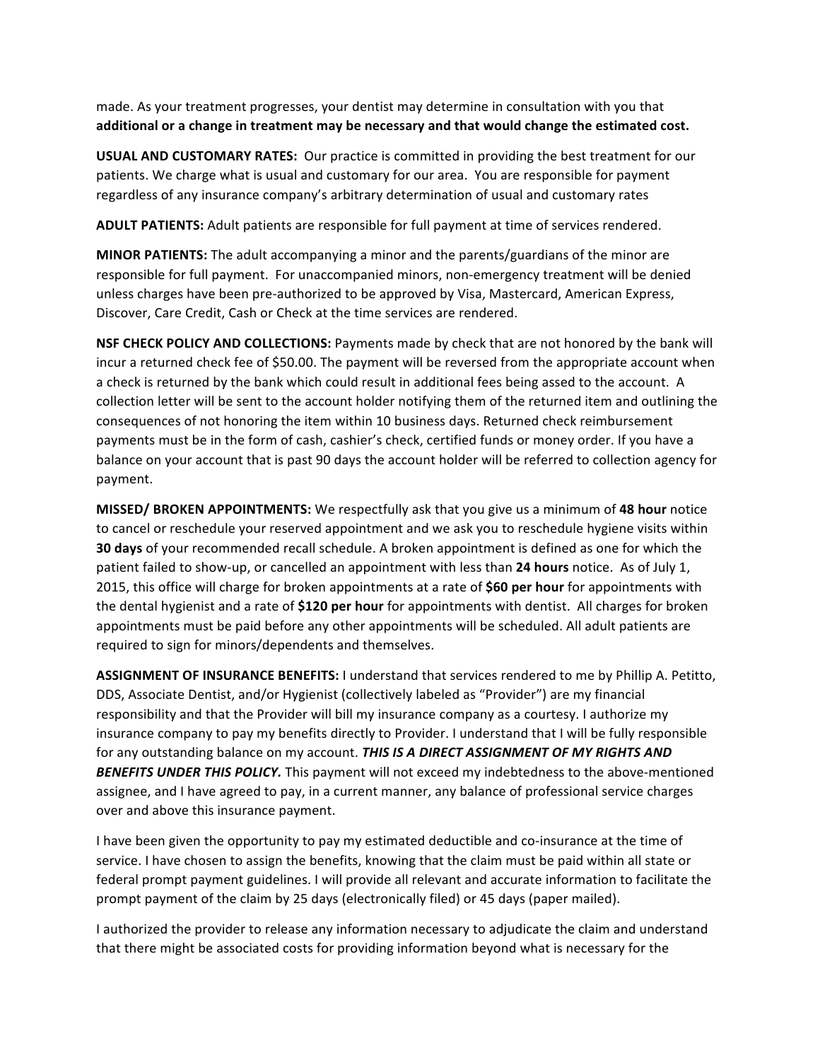made. As your treatment progresses, your dentist may determine in consultation with you that **additional or a change in treatment may be necessary and that would change the estimated cost.**

**USUAL AND CUSTOMARY RATES:** Our practice is committed in providing the best treatment for our patients. We charge what is usual and customary for our area. You are responsible for payment regardless of any insurance company's arbitrary determination of usual and customary rates

**ADULT PATIENTS:** Adult patients are responsible for full payment at time of services rendered.

**MINOR PATIENTS:** The adult accompanying a minor and the parents/guardians of the minor are responsible for full payment. For unaccompanied minors, non-emergency treatment will be denied unless charges have been pre-authorized to be approved by Visa, Mastercard, American Express, Discover, Care Credit, Cash or Check at the time services are rendered.

**NSF CHECK POLICY AND COLLECTIONS:** Payments made by check that are not honored by the bank will incur a returned check fee of $50.00. The payment will be reversed from the appropriate account when a check is returned by the bank which could result in additional fees being assed to the account. A collection letter will be sent to the account holder notifying them of the returned item and outlining the consequences of not honoring the item within 10 business days. Returned check reimbursement payments must be in the form of cash, cashier's check, certified funds or money order. If you have a balance on your account that is past 90 days the account holder will be referred to collection agency for payment.

**MISSED/ BROKEN APPOINTMENTS:** We respectfully ask that you give us a minimum of **48 hour** notice to cancel or reschedule your reserved appointment and we ask you to reschedule hygiene visits within **30 days** of your recommended recall schedule. A broken appointment is defined as one for which the patient failed to show-up, or cancelled an appointment with less than **24 hours** notice. As of July 1, 2015, this office will charge for broken appointments at a rate of **$60 per hour** for appointments with the dental hygienist and a rate of **$120 per hour** for appointments with dentist. All charges for broken appointments must be paid before any other appointments will be scheduled. All adult patients are required to sign for minors/dependents and themselves.

**ASSIGNMENT OF INSURANCE BENEFITS:** I understand that services rendered to me by Phillip A. Petitto, DDS, Associate Dentist, and/or Hygienist (collectively labeled as "Provider") are my financial responsibility and that the Provider will bill my insurance company as a courtesy. I authorize my insurance company to pay my benefits directly to Provider. I understand that I will be fully responsible for any outstanding balance on my account. ***THIS IS A DIRECT ASSIGNMENT OF MY RIGHTS AND BENEFITS UNDER THIS POLICY.*** This payment will not exceed my indebtedness to the above-mentioned assignee, and I have agreed to pay, in a current manner, any balance of professional service charges over and above this insurance payment.

I have been given the opportunity to pay my estimated deductible and co-insurance at the time of service. I have chosen to assign the benefits, knowing that the claim must be paid within all state or federal prompt payment guidelines. I will provide all relevant and accurate information to facilitate the prompt payment of the claim by 25 days (electronically filed) or 45 days (paper mailed).

I authorized the provider to release any information necessary to adjudicate the claim and understand that there might be associated costs for providing information beyond what is necessary for the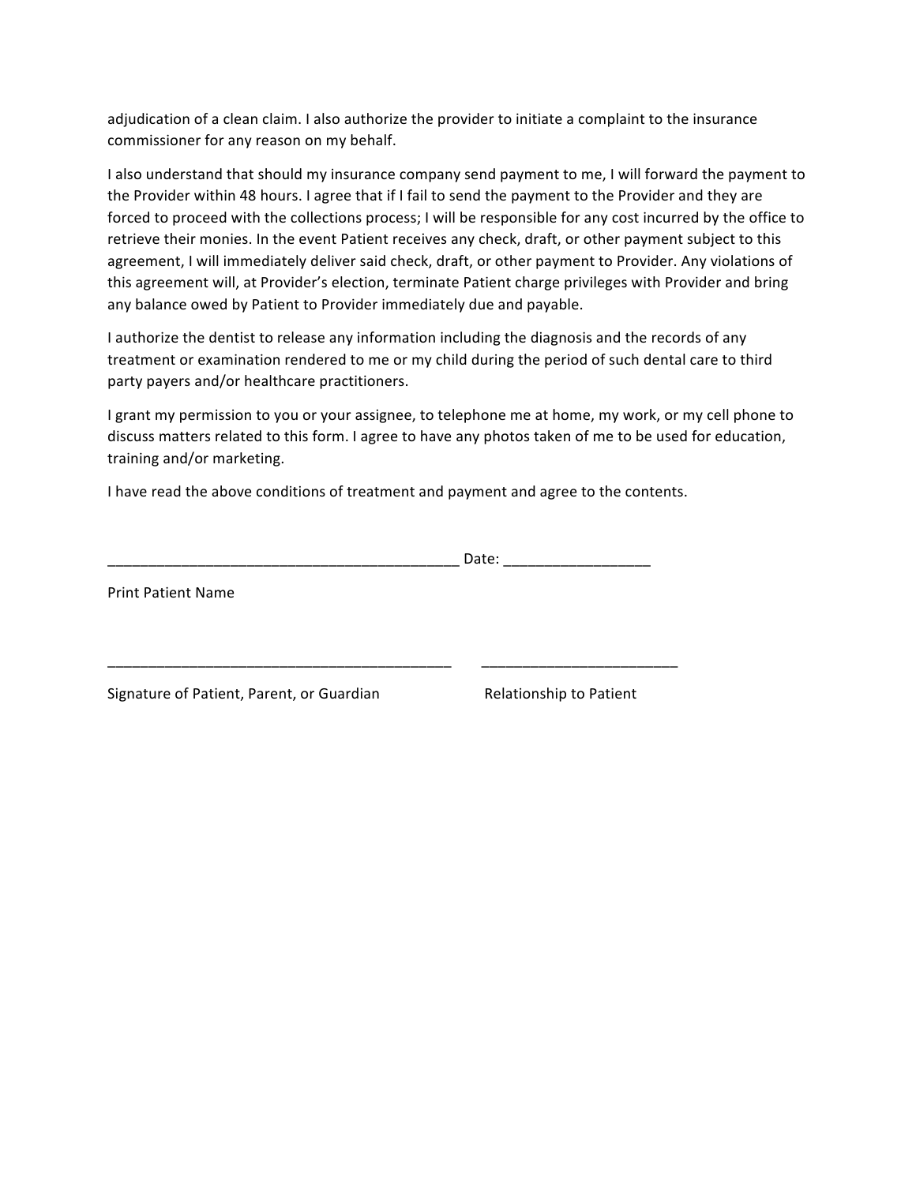adjudication of a clean claim. I also authorize the provider to initiate a complaint to the insurance commissioner for any reason on my behalf.

I also understand that should my insurance company send payment to me, I will forward the payment to the Provider within 48 hours. I agree that if I fail to send the payment to the Provider and they are forced to proceed with the collections process; I will be responsible for any cost incurred by the office to retrieve their monies. In the event Patient receives any check, draft, or other payment subject to this agreement, I will immediately deliver said check, draft, or other payment to Provider. Any violations of this agreement will, at Provider's election, terminate Patient charge privileges with Provider and bring any balance owed by Patient to Provider immediately due and payable.

I authorize the dentist to release any information including the diagnosis and the records of any treatment or examination rendered to me or my child during the period of such dental care to third party payers and/or healthcare practitioners.

I grant my permission to you or your assignee, to telephone me at home, my work, or my cell phone to discuss matters related to this form. I agree to have any photos taken of me to be used for education, training and/or marketing.

I have read the above conditions of treatment and payment and agree to the contents.

____________________________________________ Date: __________________

Print Patient Name

___________________________________________ ________________________

Signature of Patient, Parent, or Guardian Relationship to Patient